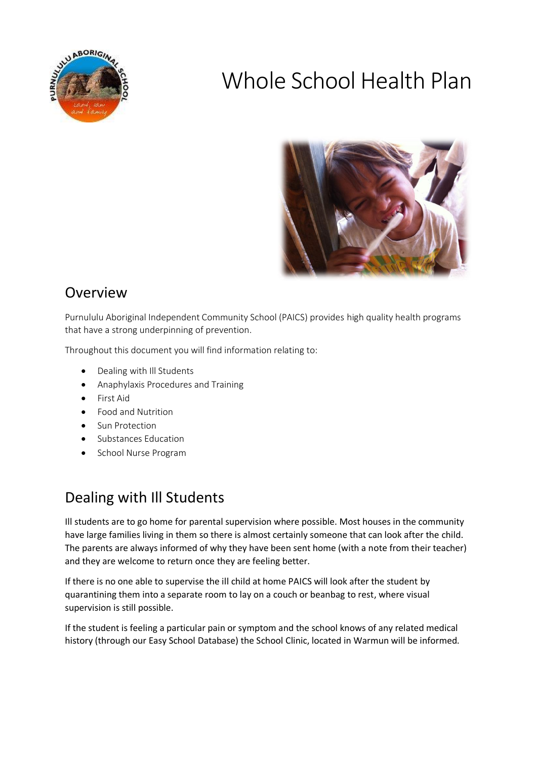# Whole School Health Plan

## Overview

Purnululu Aboriginal Independent Community School (PAICS) provides high quality health programs that have a strong underpinning of prevention.

Throughout this document you will find information relating to:

- Dealing with Ill Students
- Anaphylaxis Procedures and Training
- First Aid
- Food and Nutrition
- Sun Protection
- Substances Education
- School Nurse Program

## Dealing with Ill Students

Ill students are to go home for parental supervision where possible. Most houses in the community have large families living in them so there is almost certainly someone that can look after the child. The parents are always informed of why they have been sent home (with a note from their teacher) and they are welcome to return once they are feeling better.

If there is no one able to supervise the ill child at home PAICS will look after the student by quarantining them into a separate room to lay on a couch or beanbag to rest, where visual supervision is still possible.

If the student is feeling a particular pain or symptom and the school knows of any related medical history (through our Easy School Database) the School Clinic, located in Warmun will be informed.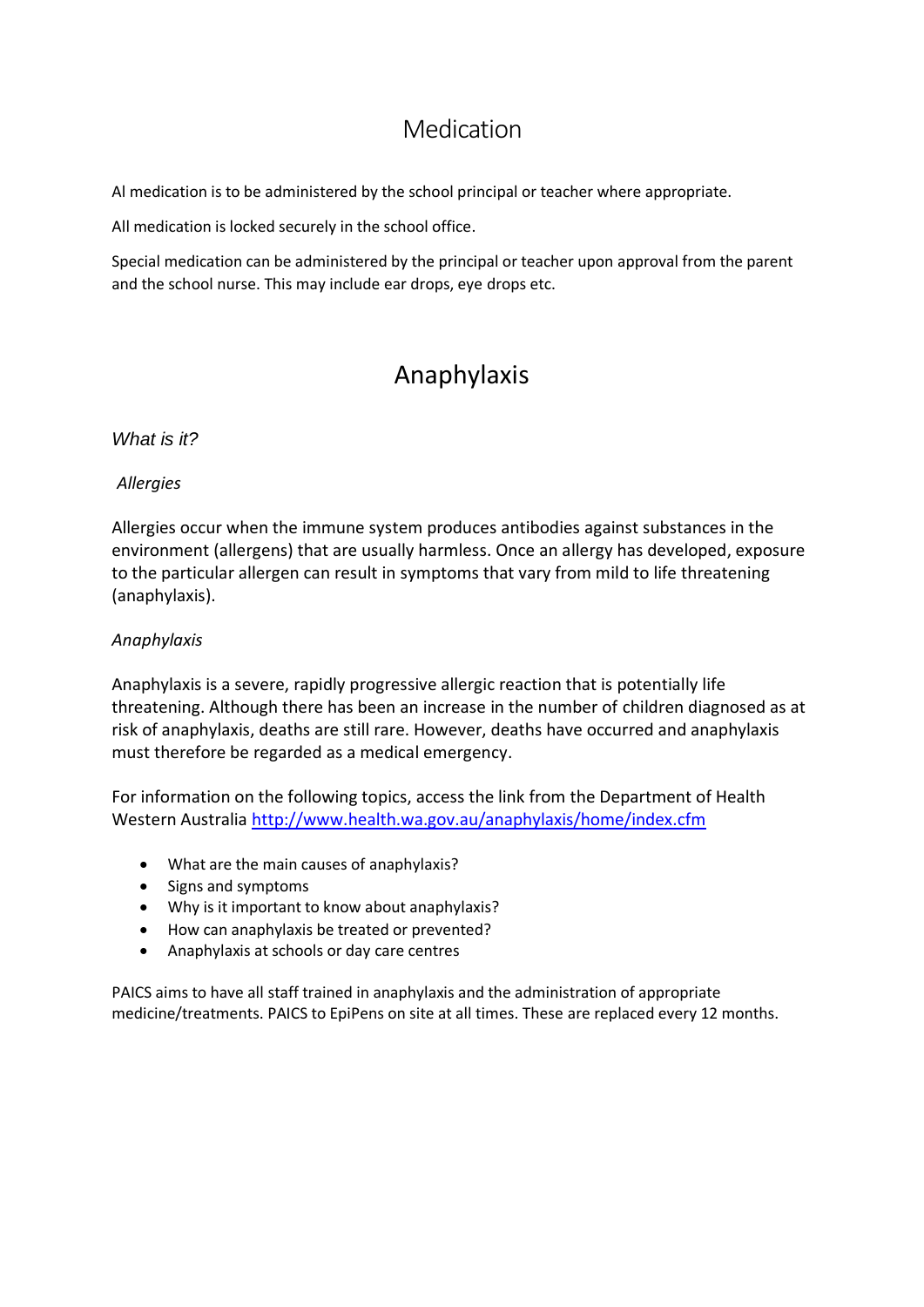# Medication

Al medication is to be administered by the school principal or teacher where appropriate.

All medication is locked securely in the school office.

Special medication can be administered by the principal or teacher upon approval from the parent and the school nurse. This may include ear drops, eye drops etc.

# Anaphylaxis

*What is it?*

*Allergies*

Allergies occur when the immune system produces antibodies against substances in the environment (allergens) that are usually harmless. Once an allergy has developed, exposure to the particular allergen can result in symptoms that vary from mild to life threatening (anaphylaxis).

*Anaphylaxis*

Anaphylaxis is a severe, rapidly progressive allergic reaction that is potentially life threatening. Although there has been an increase in the number of children diagnosed as at risk of anaphylaxis, deaths are still rare. However, deaths have occurred and anaphylaxis must therefore be regarded as a medical emergency.

For information on the following topics, access the link from the Department of Health Western Australia http://www.health.wa.gov.au/anaphylaxis/home/index.cfm

- What are the main causes of anaphylaxis?
- Signs and symptoms
- Why is it important to know about anaphylaxis?
- How can anaphylaxis be treated or prevented?
- Anaphylaxis at schools or day care centres

PAICS aims to have all staff trained in anaphylaxis and the administration of appropriate medicine/treatments. PAICS to EpiPens on site at all times. These are replaced every 12 months.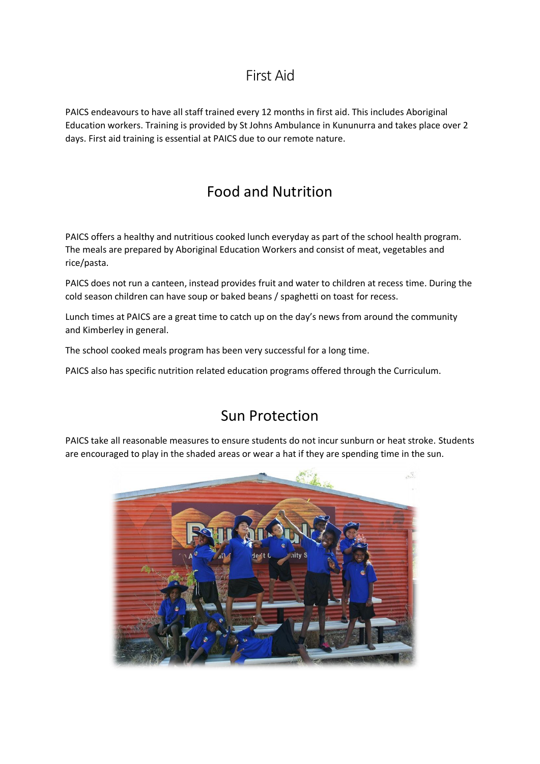# First Aid

PAICS endeavours to have all staff trained every 12 months in first aid. This includes Aboriginal Education workers. Training is provided by St Johns Ambulance in Kununurra and takes place over 2 days. First aid training is essential at PAICS due to our remote nature.

# Food and Nutrition

PAICS offers a healthy and nutritious cooked lunch everyday as part of the school health program. The meals are prepared by Aboriginal Education Workers and consist of meat, vegetables and rice/pasta.

PAICS does not run a canteen, instead provides fruit and water to children at recess time. During the cold season children can have soup or baked beans / spaghetti on toast for recess.

Lunch times at PAICS are a great time to catch up on the day's news from around the community and Kimberley in general.

The school cooked meals program has been very successful for a long time.

PAICS also has specific nutrition related education programs offered through the Curriculum.

# Sun Protection

PAICS take all reasonable measures to ensure students do not incur sunburn or heat stroke. Students are encouraged to play in the shaded areas or wear a hat if they are spending time in the sun.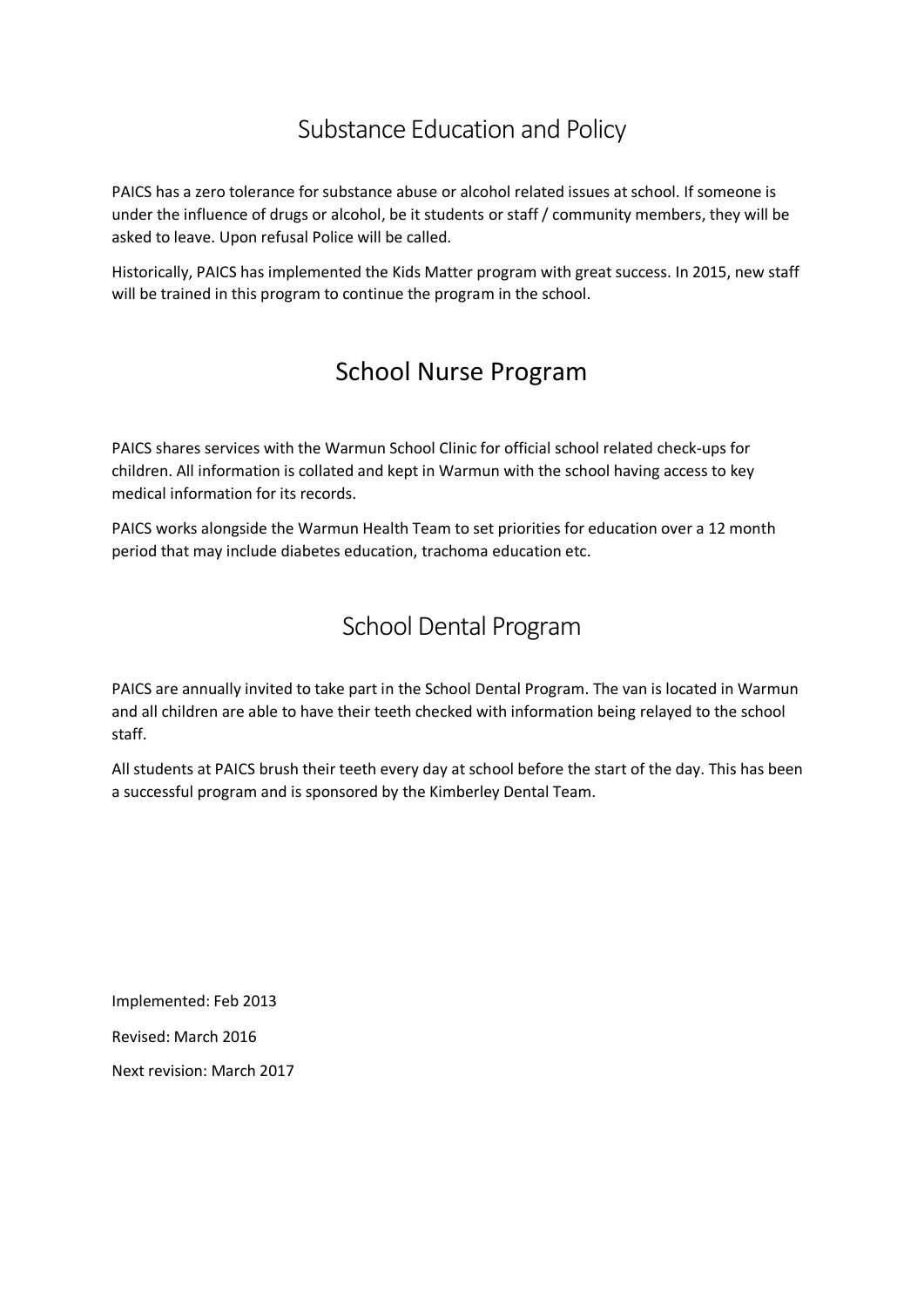## Substance Education and Policy

PAICS has a zero tolerance for substance abuse or alcohol related issues at school. If someone is under the influence of drugs or alcohol, be it students or staff / community members, they will be asked to leave. Upon refusal Police will be called.

Historically, PAICS has implemented the Kids Matter program with great success. In 2015, new staff will be trained in this program to continue the program in the school.

## School Nurse Program

PAICS shares services with the Warmun School Clinic for official school related check-ups for children. All information is collated and kept in Warmun with the school having access to key medical information for its records.

PAICS works alongside the Warmun Health Team to set priorities for education over a 12 month period that may include diabetes education, trachoma education etc.

## School Dental Program

PAICS are annually invited to take part in the School Dental Program. The van is located in Warmun and all children are able to have their teeth checked with information being relayed to the school staff.

All students at PAICS brush their teeth every day at school before the start of the day. This has been a successful program and is sponsored by the Kimberley Dental Team.

Implemented: Feb 2013

Revised: March 2016

Next revision: March 2017